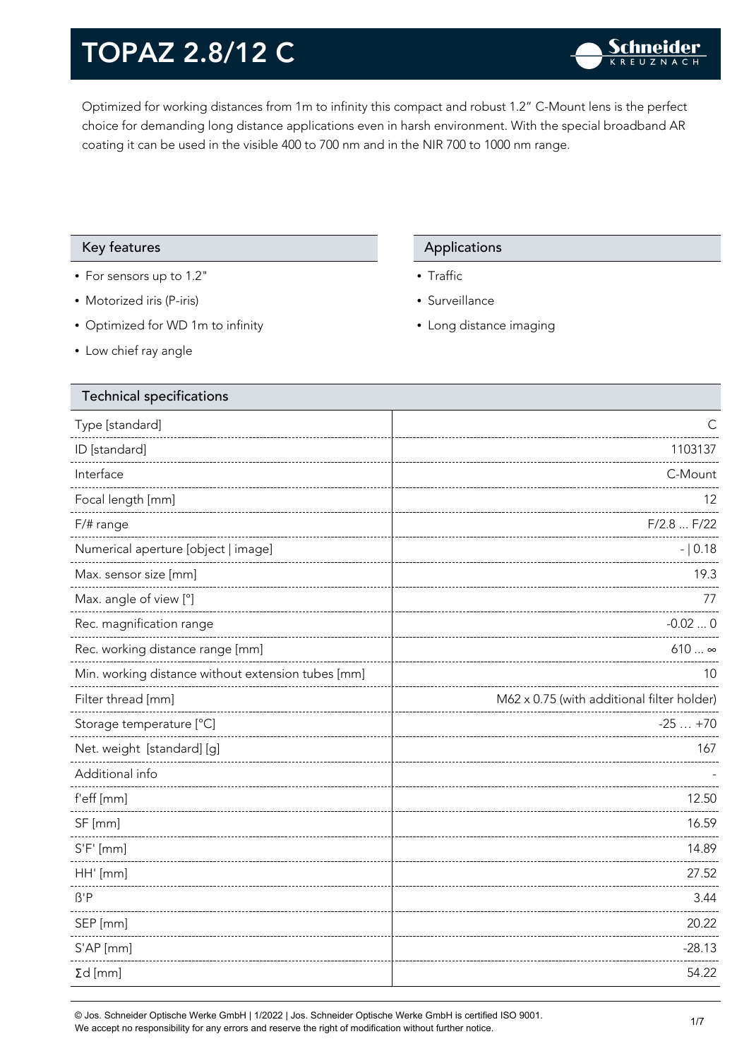# TOPAZ 2.8/12 C

Optimized for working distances from 1m to infinity this compact and robust 1.2" C-Mount lens is the perfect choice for demanding long distance applications even in harsh environment. With the special broadband AR coating it can be used in the visible 400 to 700 nm and in the NIR 700 to 1000 nm range.

## Key features

- For sensors up to 1.2"
- Motorized iris (P-iris)
- Optimized for WD 1m to infinity
- Low chief ray angle

## Applications

- Traffic
- Surveillance
- Long distance imaging

## Technical specifications

| Parameter | Value |
|---|---|
| Type [standard] | C |
| ID [standard] | 1103137 |
| Interface | C-Mount |
| Focal length [mm] | 12 |
| F/# range | F/2.8 ... F/22 |
| Numerical aperture [object \| image] | - \| 0.18 |
| Max. sensor size [mm] | 19.3 |
| Max. angle of view [°] | 77 |
| Rec. magnification range | -0.02 ... 0 |
| Rec. working distance range [mm] | 610 ... ∞ |
| Min. working distance without extension tubes [mm] | 10 |
| Filter thread [mm] | M62 x 0.75 (with additional filter holder) |
| Storage temperature [°C] | -25 … +70 |
| Net. weight [standard] [g] | 167 |
| Additional info | - |
| f'eff [mm] | 12.50 |
| SF [mm] | 16.59 |
| S'F' [mm] | 14.89 |
| HH' [mm] | 27.52 |
| ß'P | 3.44 |
| SEP [mm] | 20.22 |
| S'AP [mm] | -28.13 |
| Σd [mm] | 54.22 |

© Jos. Schneider Optische Werke GmbH | 1/2022 | Jos. Schneider Optische Werke GmbH is certified ISO 9001.
We accept no responsibility for any errors and reserve the right of modification without further notice.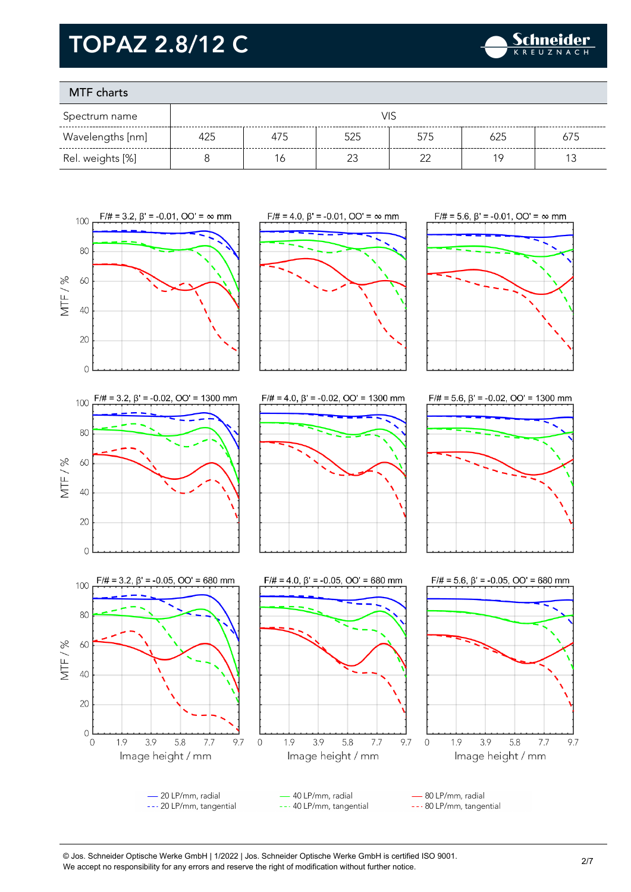# TOPAZ 2.8/12 C

## MTF charts

| Spectrum name | VIS | | | | | |
|---|---|---|---|---|---|---|
| Wavelengths [nm] | 425 | 475 | 525 | 575 | 625 | 675 |
| Rel. weights [%] | 8 | 16 | 23 | 22 | 19 | 13 |

F/# = 3.2, β' = -0.01, OO' = ∞ mm

F/# = 4.0, β' = -0.01, OO' = ∞ mm

F/# = 5.6, β' = -0.01, OO' = ∞ mm

F/# = 3.2, β' = -0.02, OO' = 1300 mm

F/# = 4.0, β' = -0.02, OO' = 1300 mm

F/# = 5.6, β' = -0.02, OO' = 1300 mm

F/# = 3.2, β' = -0.05, OO' = 680 mm

F/# = 4.0, β' = -0.05, OO' = 680 mm

F/# = 5.6, β' = -0.05, OO' = 680 mm

MTF / %

Image height / mm

— 20 LP/mm, radial
--- 20 LP/mm, tangential
— 40 LP/mm, radial
--- 40 LP/mm, tangential
— 80 LP/mm, radial
--- 80 LP/mm, tangential

© Jos. Schneider Optische Werke GmbH | 1/2022 | Jos. Schneider Optische Werke GmbH is certified ISO 9001.
We accept no responsibility for any errors and reserve the right of modification without further notice.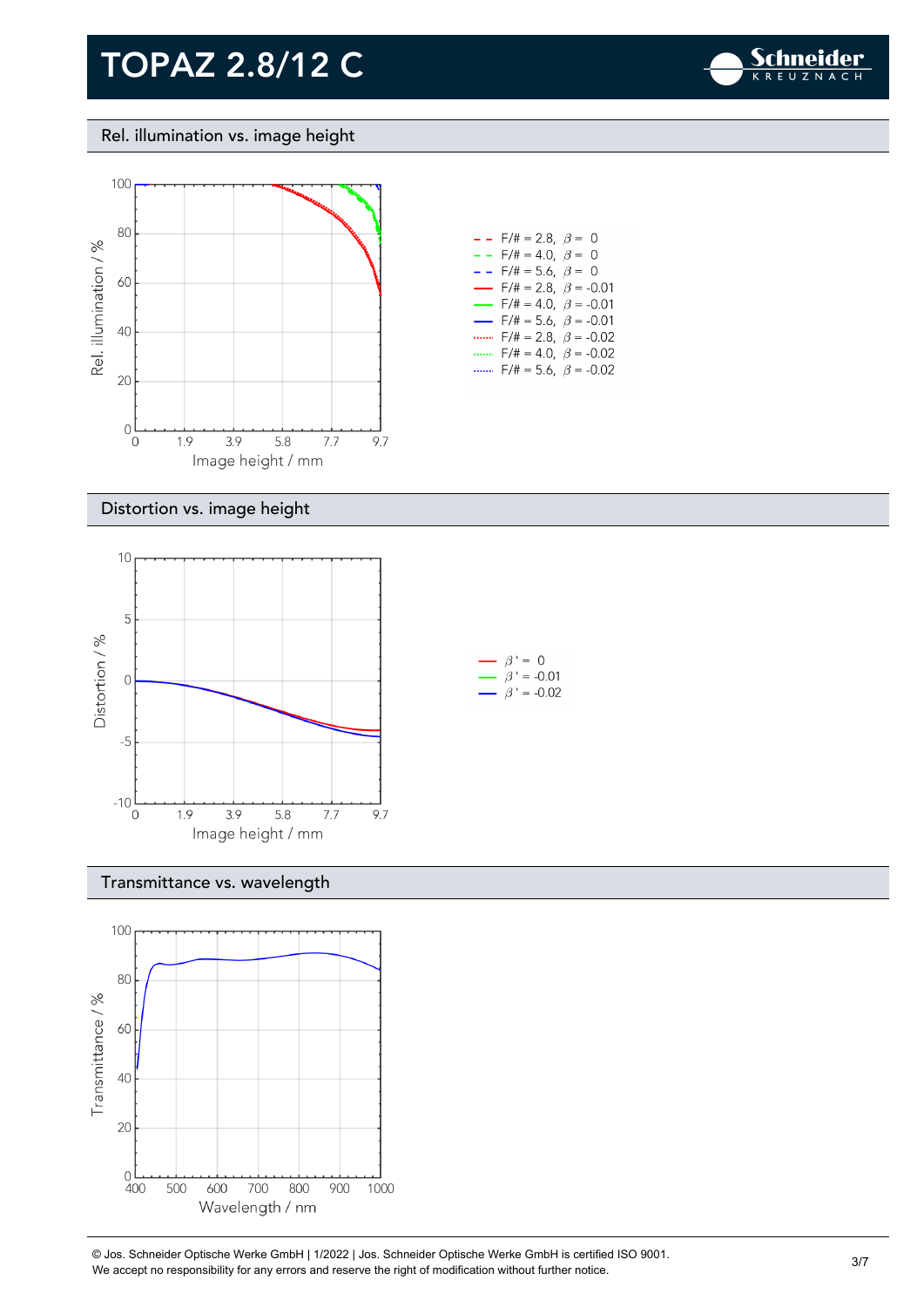# TOPAZ 2.8/12 C

## Rel. illumination vs. image height

Rel. illumination / %

Image height / mm

- F/# = 2.8, $\beta$ = 0
- F/# = 4.0, $\beta$ = 0
- F/# = 5.6, $\beta$ = 0
- F/# = 2.8, $\beta$ = -0.01
- F/# = 4.0, $\beta$ = -0.01
- F/# = 5.6, $\beta$ = -0.01
- F/# = 2.8, $\beta$ = -0.02
- F/# = 4.0, $\beta$ = -0.02
- F/# = 5.6, $\beta$ = -0.02

## Distortion vs. image height

Distortion / %

Image height / mm

- $\beta'$ = 0
- $\beta'$ = -0.01
- $\beta'$ = -0.02

## Transmittance vs. wavelength

Transmittance / %

Wavelength / nm

© Jos. Schneider Optische Werke GmbH | 1/2022 | Jos. Schneider Optische Werke GmbH is certified ISO 9001.
We accept no responsibility for any errors and reserve the right of modification without further notice.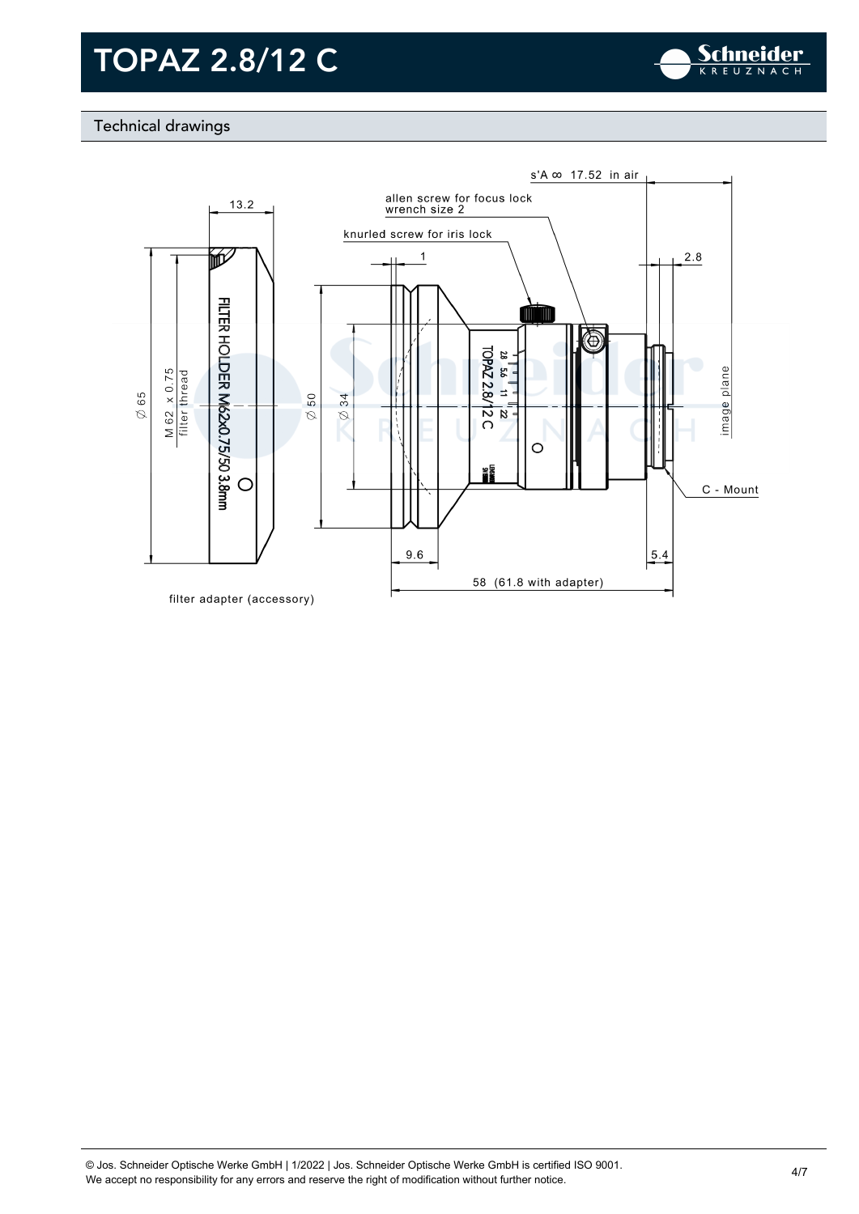# TOPAZ 2.8/12 C

## Technical drawings

s'A ∞ 17.52 in air

allen screw for focus lock
wrench size 2

knurled screw for iris lock

13.2

1

2.8

∅ 65

M 62 x 0.75
filter thread

FILTER HOLDER M62x0.75/50 3.8mm

∅ 50

∅ 34

TOPAZ 2.8/12 C

image plane

C - Mount

9.6

5.4

58 (61.8 with adapter)

filter adapter (accessory)

© Jos. Schneider Optische Werke GmbH | 1/2022 | Jos. Schneider Optische Werke GmbH is certified ISO 9001.
We accept no responsibility for any errors and reserve the right of modification without further notice.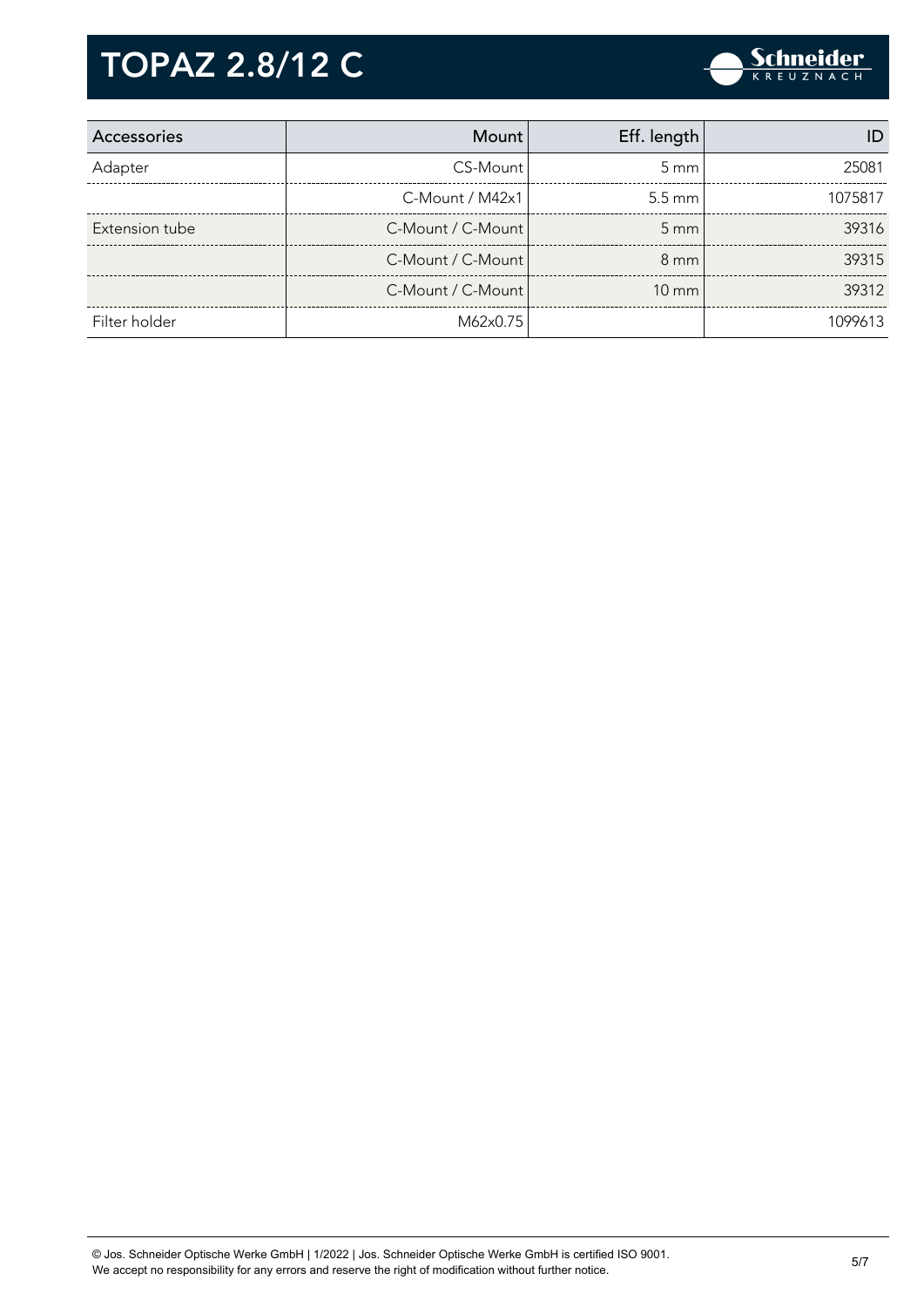# TOPAZ 2.8/12 C

| Accessories | Mount | Eff. length | ID |
|---|---|---|---|
| Adapter | CS-Mount | 5 mm | 25081 |
| | C-Mount / M42x1 | 5.5 mm | 1075817 |
| Extension tube | C-Mount / C-Mount | 5 mm | 39316 |
| | C-Mount / C-Mount | 8 mm | 39315 |
| | C-Mount / C-Mount | 10 mm | 39312 |
| Filter holder | M62x0.75 | | 1099613 |

© Jos. Schneider Optische Werke GmbH | 1/2022 | Jos. Schneider Optische Werke GmbH is certified ISO 9001.
We accept no responsibility for any errors and reserve the right of modification without further notice.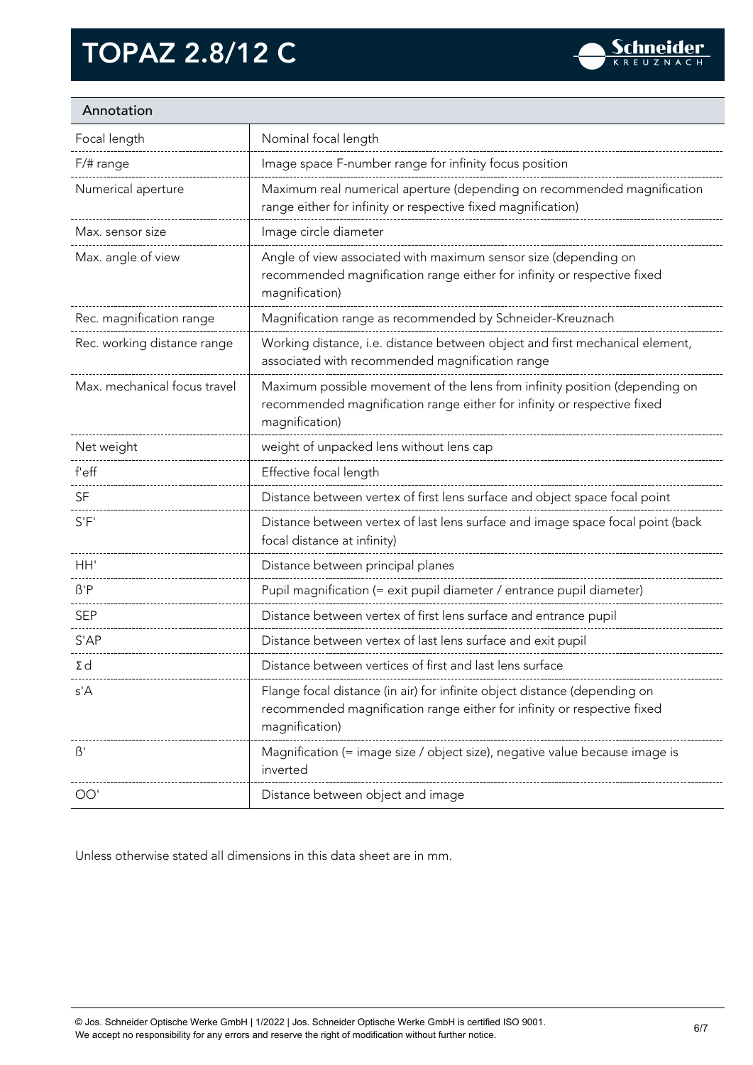# TOPAZ 2.8/12 C

| Annotation | |
|---|---|
| Focal length | Nominal focal length |
| F/# range | Image space F-number range for infinity focus position |
| Numerical aperture | Maximum real numerical aperture (depending on recommended magnification range either for infinity or respective fixed magnification) |
| Max. sensor size | Image circle diameter |
| Max. angle of view | Angle of view associated with maximum sensor size (depending on recommended magnification range either for infinity or respective fixed magnification) |
| Rec. magnification range | Magnification range as recommended by Schneider-Kreuznach |
| Rec. working distance range | Working distance, i.e. distance between object and first mechanical element, associated with recommended magnification range |
| Max. mechanical focus travel | Maximum possible movement of the lens from infinity position (depending on recommended magnification range either for infinity or respective fixed magnification) |
| Net weight | weight of unpacked lens without lens cap |
| f'eff | Effective focal length |
| SF | Distance between vertex of first lens surface and object space focal point |
| S'F' | Distance between vertex of last lens surface and image space focal point (back focal distance at infinity) |
| HH' | Distance between principal planes |
| ß'P | Pupil magnification (= exit pupil diameter / entrance pupil diameter) |
| SEP | Distance between vertex of first lens surface and entrance pupil |
| S'AP | Distance between vertex of last lens surface and exit pupil |
| Σ d | Distance between vertices of first and last lens surface |
| s'A | Flange focal distance (in air) for infinite object distance (depending on recommended magnification range either for infinity or respective fixed magnification) |
| ß' | Magnification (= image size / object size), negative value because image is inverted |
| OO' | Distance between object and image |

Unless otherwise stated all dimensions in this data sheet are in mm.

© Jos. Schneider Optische Werke GmbH | 1/2022 | Jos. Schneider Optische Werke GmbH is certified ISO 9001.
We accept no responsibility for any errors and reserve the right of modification without further notice.